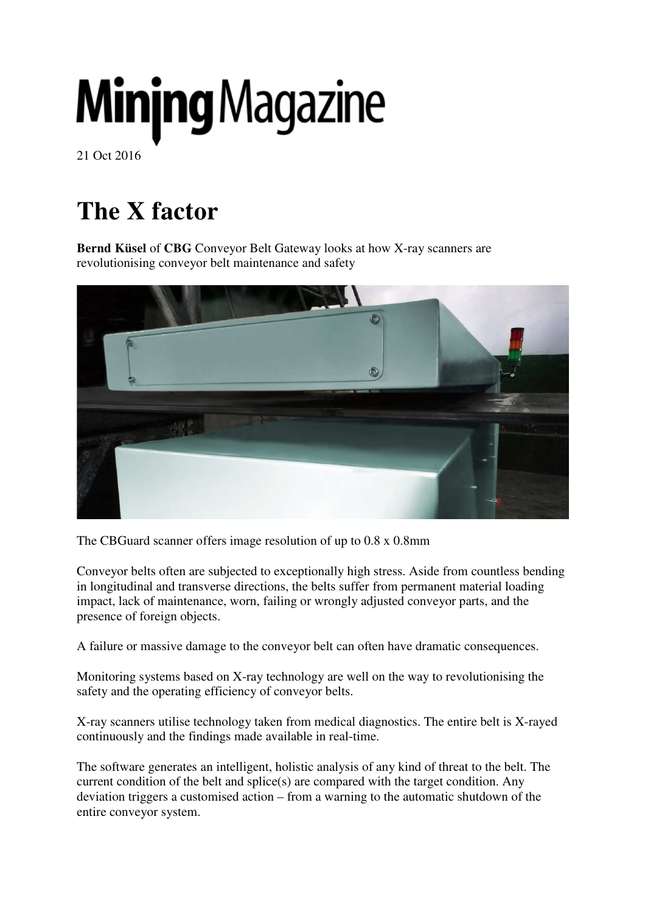Mining Magazine

21 Oct 2016

# The X factor

**Bernd Küsel** of **CBG** Conveyor Belt Gateway looks at how X-ray scanners are revolutionising conveyor belt maintenance and safety

The CBGuard scanner offers image resolution of up to 0.8 x 0.8mm

Conveyor belts often are subjected to exceptionally high stress. Aside from countless bending in longitudinal and transverse directions, the belts suffer from permanent material loading impact, lack of maintenance, worn, failing or wrongly adjusted conveyor parts, and the presence of foreign objects.

A failure or massive damage to the conveyor belt can often have dramatic consequences.

Monitoring systems based on X-ray technology are well on the way to revolutionising the safety and the operating efficiency of conveyor belts.

X-ray scanners utilise technology taken from medical diagnostics. The entire belt is X-rayed continuously and the findings made available in real-time.

The software generates an intelligent, holistic analysis of any kind of threat to the belt. The current condition of the belt and splice(s) are compared with the target condition. Any deviation triggers a customised action – from a warning to the automatic shutdown of the entire conveyor system.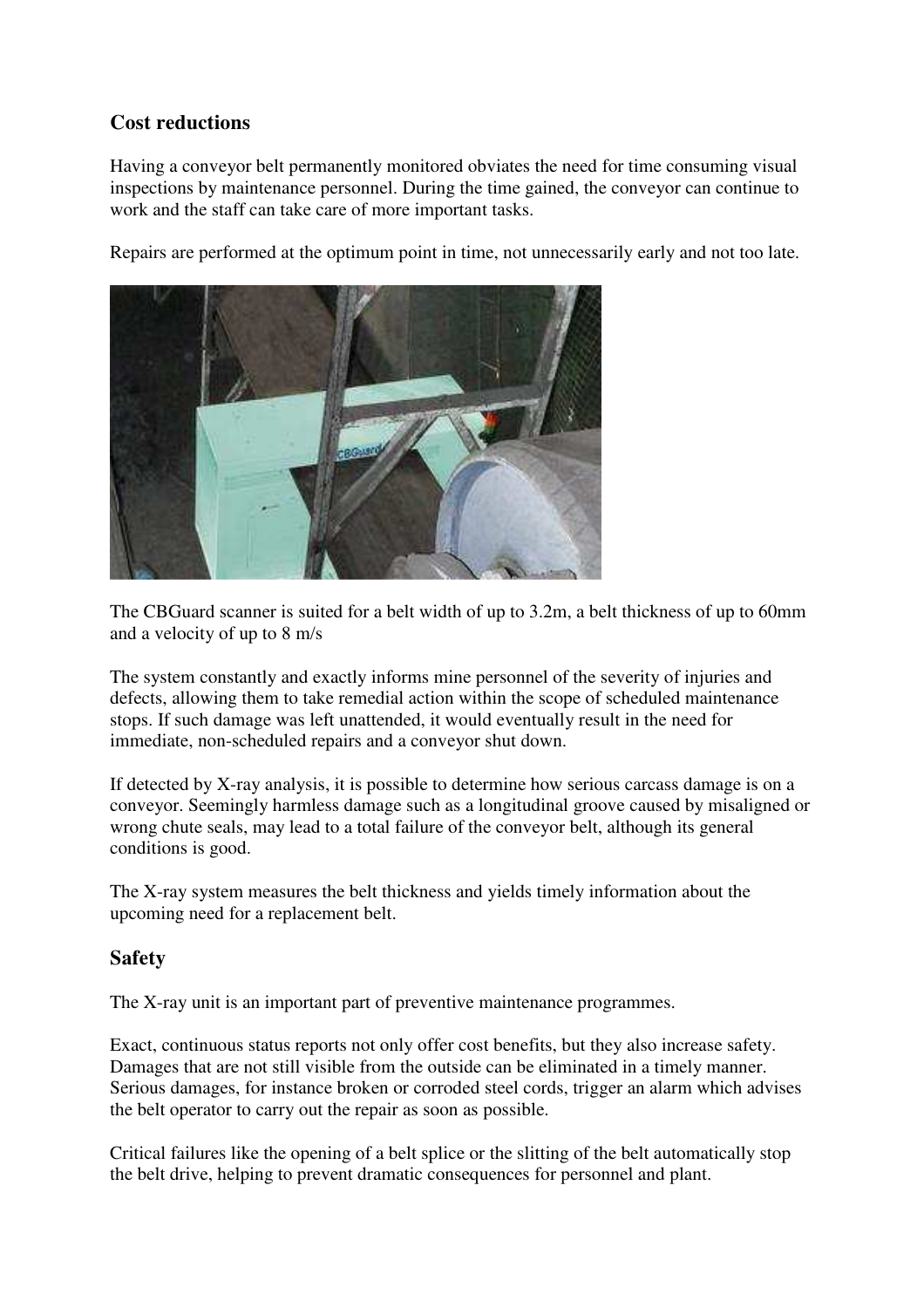## Cost reductions

Having a conveyor belt permanently monitored obviates the need for time consuming visual inspections by maintenance personnel. During the time gained, the conveyor can continue to work and the staff can take care of more important tasks.

Repairs are performed at the optimum point in time, not unnecessarily early and not too late.

The CBGuard scanner is suited for a belt width of up to 3.2m, a belt thickness of up to 60mm and a velocity of up to 8 m/s

The system constantly and exactly informs mine personnel of the severity of injuries and defects, allowing them to take remedial action within the scope of scheduled maintenance stops. If such damage was left unattended, it would eventually result in the need for immediate, non-scheduled repairs and a conveyor shut down.

If detected by X-ray analysis, it is possible to determine how serious carcass damage is on a conveyor. Seemingly harmless damage such as a longitudinal groove caused by misaligned or wrong chute seals, may lead to a total failure of the conveyor belt, although its general conditions is good.

The X-ray system measures the belt thickness and yields timely information about the upcoming need for a replacement belt.

## Safety

The X-ray unit is an important part of preventive maintenance programmes.

Exact, continuous status reports not only offer cost benefits, but they also increase safety. Damages that are not still visible from the outside can be eliminated in a timely manner. Serious damages, for instance broken or corroded steel cords, trigger an alarm which advises the belt operator to carry out the repair as soon as possible.

Critical failures like the opening of a belt splice or the slitting of the belt automatically stop the belt drive, helping to prevent dramatic consequences for personnel and plant.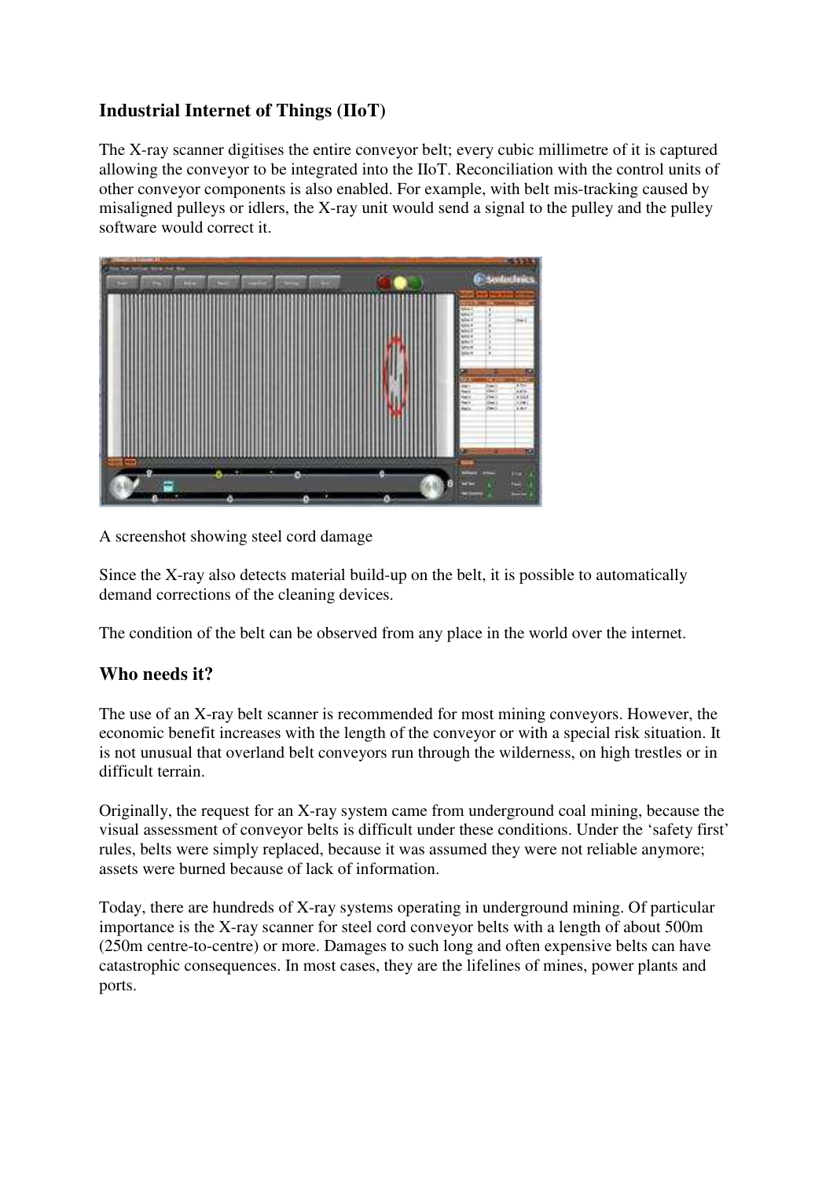## Industrial Internet of Things (IIoT)

The X-ray scanner digitises the entire conveyor belt; every cubic millimetre of it is captured allowing the conveyor to be integrated into the IIoT. Reconciliation with the control units of other conveyor components is also enabled. For example, with belt mis-tracking caused by misaligned pulleys or idlers, the X-ray unit would send a signal to the pulley and the pulley software would correct it.

A screenshot showing steel cord damage

Since the X-ray also detects material build-up on the belt, it is possible to automatically demand corrections of the cleaning devices.

The condition of the belt can be observed from any place in the world over the internet.

## Who needs it?

The use of an X-ray belt scanner is recommended for most mining conveyors. However, the economic benefit increases with the length of the conveyor or with a special risk situation. It is not unusual that overland belt conveyors run through the wilderness, on high trestles or in difficult terrain.

Originally, the request for an X-ray system came from underground coal mining, because the visual assessment of conveyor belts is difficult under these conditions. Under the 'safety first' rules, belts were simply replaced, because it was assumed they were not reliable anymore; assets were burned because of lack of information.

Today, there are hundreds of X-ray systems operating in underground mining. Of particular importance is the X-ray scanner for steel cord conveyor belts with a length of about 500m (250m centre-to-centre) or more. Damages to such long and often expensive belts can have catastrophic consequences. In most cases, they are the lifelines of mines, power plants and ports.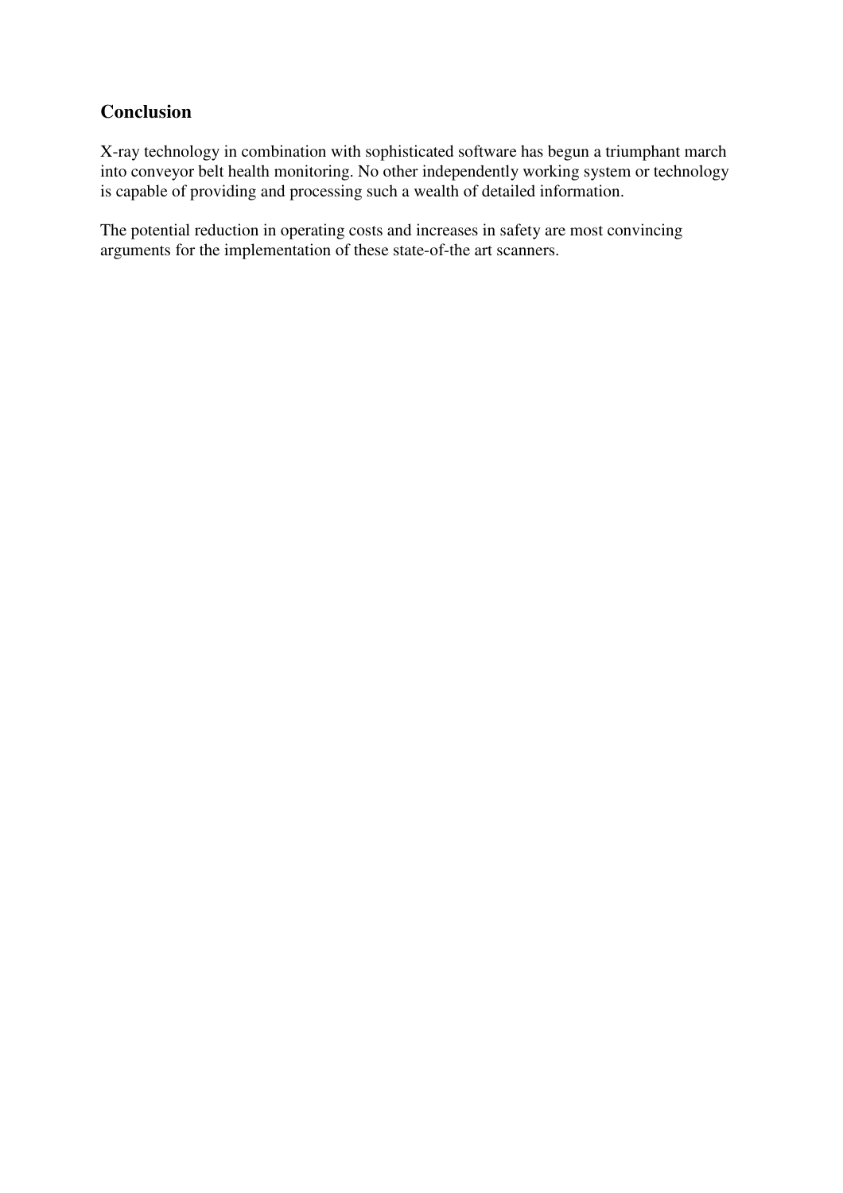## Conclusion

X-ray technology in combination with sophisticated software has begun a triumphant march into conveyor belt health monitoring. No other independently working system or technology is capable of providing and processing such a wealth of detailed information.

The potential reduction in operating costs and increases in safety are most convincing arguments for the implementation of these state-of-the art scanners.